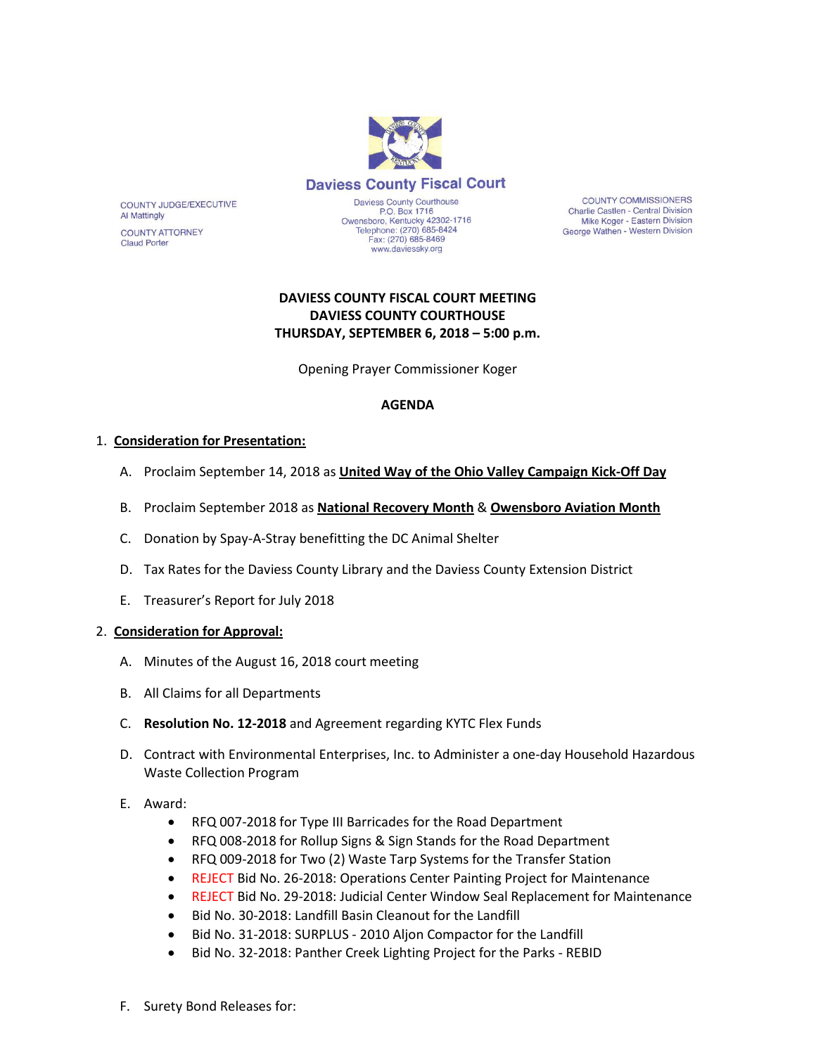# Daviess County Fiscal Court

COUNTY JUDGE/EXECUTIVE
Al Mattingly

COUNTY ATTORNEY
Claud Porter

Daviess County Courthouse
P.O. Box 1716
Owensboro, Kentucky 42302-1716
Telephone: (270) 685-8424
Fax: (270) 685-8469
www.daviessky.org

COUNTY COMMISSIONERS
Charlie Castlen - Central Division
Mike Koger - Eastern Division
George Wathen - Western Division

**DAVIESS COUNTY FISCAL COURT MEETING**
**DAVIESS COUNTY COURTHOUSE**
**THURSDAY, SEPTEMBER 6, 2018 – 5:00 p.m.**

Opening Prayer Commissioner Koger

## AGENDA

1. **Consideration for Presentation:**

   A. Proclaim September 14, 2018 as **United Way of the Ohio Valley Campaign Kick-Off Day**

   B. Proclaim September 2018 as **National Recovery Month** & **Owensboro Aviation Month**

   C. Donation by Spay-A-Stray benefitting the DC Animal Shelter

   D. Tax Rates for the Daviess County Library and the Daviess County Extension District

   E. Treasurer's Report for July 2018

2. **Consideration for Approval:**

   A. Minutes of the August 16, 2018 court meeting

   B. All Claims for all Departments

   C. **Resolution No. 12-2018** and Agreement regarding KYTC Flex Funds

   D. Contract with Environmental Enterprises, Inc. to Administer a one-day Household Hazardous Waste Collection Program

   E. Award:
      - RFQ 007-2018 for Type III Barricades for the Road Department
      - RFQ 008-2018 for Rollup Signs & Sign Stands for the Road Department
      - RFQ 009-2018 for Two (2) Waste Tarp Systems for the Transfer Station
      - REJECT Bid No. 26-2018: Operations Center Painting Project for Maintenance
      - REJECT Bid No. 29-2018: Judicial Center Window Seal Replacement for Maintenance
      - Bid No. 30-2018: Landfill Basin Cleanout for the Landfill
      - Bid No. 31-2018: SURPLUS - 2010 Aljon Compactor for the Landfill
      - Bid No. 32-2018: Panther Creek Lighting Project for the Parks - REBID

   F. Surety Bond Releases for: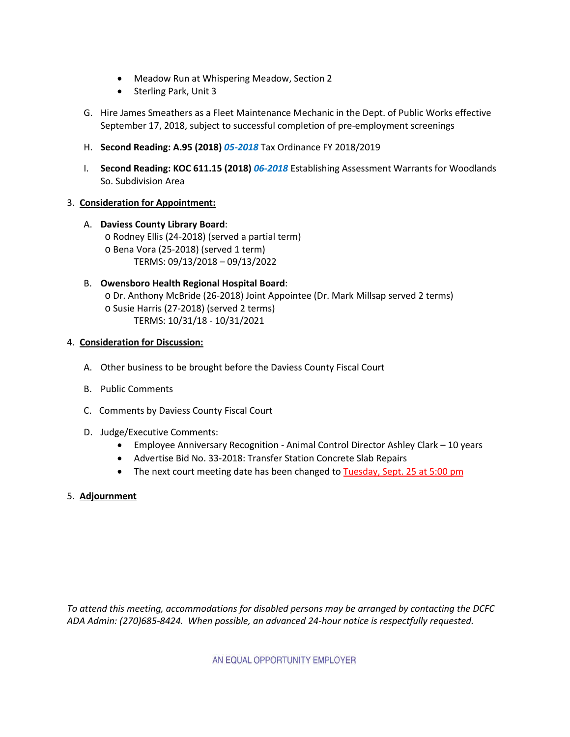- Meadow Run at Whispering Meadow, Section 2
- Sterling Park, Unit 3

G. Hire James Smeathers as a Fleet Maintenance Mechanic in the Dept. of Public Works effective September 17, 2018, subject to successful completion of pre-employment screenings

H. **Second Reading: A.95 (2018)** ***05-2018*** Tax Ordinance FY 2018/2019

I. **Second Reading: KOC 611.15 (2018)** ***06-2018*** Establishing Assessment Warrants for Woodlands So. Subdivision Area

3. **Consideration for Appointment:**

A. **Daviess County Library Board**:
   - o Rodney Ellis (24-2018) (served a partial term)
   - o Bena Vora (25-2018) (served 1 term)
     TERMS: 09/13/2018 – 09/13/2022

B. **Owensboro Health Regional Hospital Board**:
   - o Dr. Anthony McBride (26-2018) Joint Appointee (Dr. Mark Millsap served 2 terms)
   - o Susie Harris (27-2018) (served 2 terms)
     TERMS: 10/31/18 - 10/31/2021

4. **Consideration for Discussion:**

A. Other business to be brought before the Daviess County Fiscal Court

B. Public Comments

C. Comments by Daviess County Fiscal Court

D. Judge/Executive Comments:
   - Employee Anniversary Recognition - Animal Control Director Ashley Clark – 10 years
   - Advertise Bid No. 33-2018: Transfer Station Concrete Slab Repairs
   - The next court meeting date has been changed to Tuesday, Sept. 25 at 5:00 pm

5. **Adjournment**

*To attend this meeting, accommodations for disabled persons may be arranged by contacting the DCFC ADA Admin: (270)685-8424. When possible, an advanced 24-hour notice is respectfully requested.*

AN EQUAL OPPORTUNITY EMPLOYER